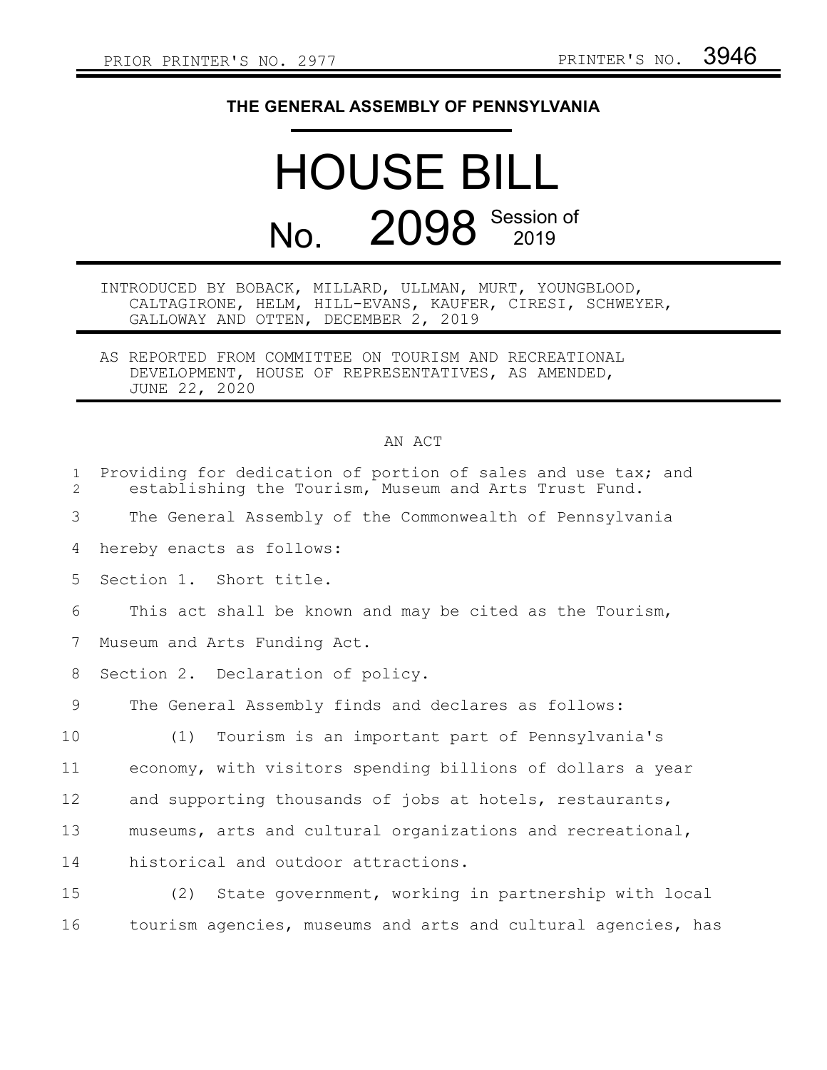PRIOR PRINTER'S NO. 2977 PRINTER'S NO. 3946

# THE GENERAL ASSEMBLY OF PENNSYLVANIA

# HOUSE BILL

## No. 2098 Session of 2019

INTRODUCED BY BOBACK, MILLARD, ULLMAN, MURT, YOUNGBLOOD, CALTAGIRONE, HELM, HILL-EVANS, KAUFER, CIRESI, SCHWEYER, GALLOWAY AND OTTEN, DECEMBER 2, 2019

AS REPORTED FROM COMMITTEE ON TOURISM AND RECREATIONAL DEVELOPMENT, HOUSE OF REPRESENTATIVES, AS AMENDED, JUNE 22, 2020

AN ACT

Providing for dedication of portion of sales and use tax; and establishing the Tourism, Museum and Arts Trust Fund.

The General Assembly of the Commonwealth of Pennsylvania hereby enacts as follows:

Section 1. Short title.

This act shall be known and may be cited as the Tourism, Museum and Arts Funding Act.

Section 2. Declaration of policy.

The General Assembly finds and declares as follows:

(1) Tourism is an important part of Pennsylvania's economy, with visitors spending billions of dollars a year and supporting thousands of jobs at hotels, restaurants, museums, arts and cultural organizations and recreational, historical and outdoor attractions.

(2) State government, working in partnership with local tourism agencies, museums and arts and cultural agencies, has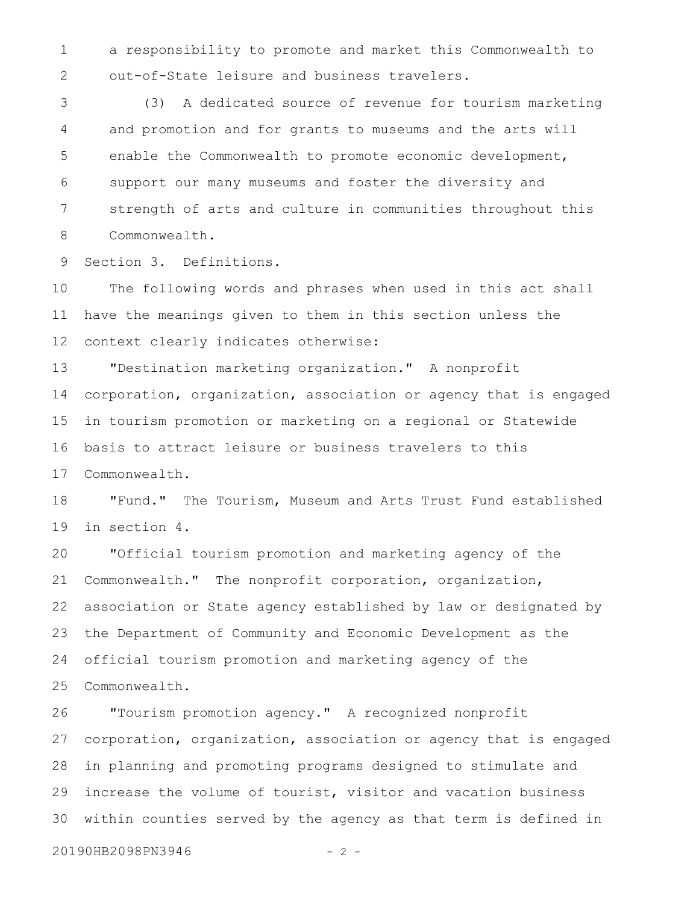a responsibility to promote and market this Commonwealth to out-of-State leisure and business travelers.

(3) A dedicated source of revenue for tourism marketing and promotion and for grants to museums and the arts will enable the Commonwealth to promote economic development, support our many museums and foster the diversity and strength of arts and culture in communities throughout this Commonwealth.

Section 3. Definitions.

The following words and phrases when used in this act shall have the meanings given to them in this section unless the context clearly indicates otherwise:

"Destination marketing organization." A nonprofit corporation, organization, association or agency that is engaged in tourism promotion or marketing on a regional or Statewide basis to attract leisure or business travelers to this Commonwealth.

"Fund." The Tourism, Museum and Arts Trust Fund established in section 4.

"Official tourism promotion and marketing agency of the Commonwealth." The nonprofit corporation, organization, association or State agency established by law or designated by the Department of Community and Economic Development as the official tourism promotion and marketing agency of the Commonwealth.

"Tourism promotion agency." A recognized nonprofit corporation, organization, association or agency that is engaged in planning and promoting programs designed to stimulate and increase the volume of tourist, visitor and vacation business within counties served by the agency as that term is defined in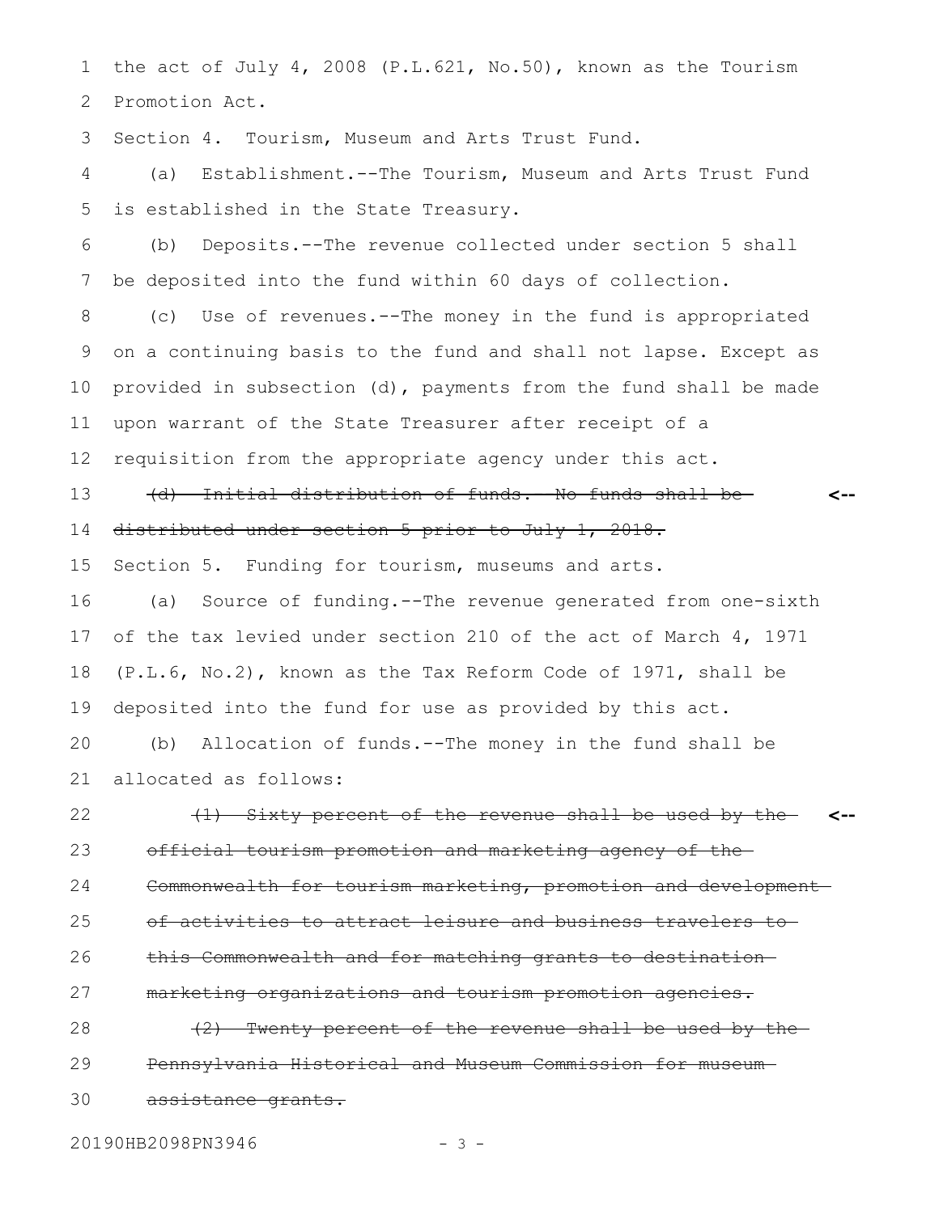the act of July 4, 2008 (P.L.621, No.50), known as the Tourism Promotion Act.

Section 4. Tourism, Museum and Arts Trust Fund.

(a) Establishment.--The Tourism, Museum and Arts Trust Fund is established in the State Treasury.

(b) Deposits.--The revenue collected under section 5 shall be deposited into the fund within 60 days of collection.

(c) Use of revenues.--The money in the fund is appropriated on a continuing basis to the fund and shall not lapse. Except as provided in subsection (d), payments from the fund shall be made upon warrant of the State Treasurer after receipt of a requisition from the appropriate agency under this act.

~~(d) Initial distribution of funds.--No funds shall be distributed under section 5 prior to July 1, 2018.~~ <--

Section 5. Funding for tourism, museums and arts.

(a) Source of funding.--The revenue generated from one-sixth of the tax levied under section 210 of the act of March 4, 1971 (P.L.6, No.2), known as the Tax Reform Code of 1971, shall be deposited into the fund for use as provided by this act.

(b) Allocation of funds.--The money in the fund shall be allocated as follows:

~~(1) Sixty percent of the revenue shall be used by the official tourism promotion and marketing agency of the Commonwealth for tourism marketing, promotion and development of activities to attract leisure and business travelers to this Commonwealth and for matching grants to destination marketing organizations and tourism promotion agencies.~~ <--

~~(2) Twenty percent of the revenue shall be used by the Pennsylvania Historical and Museum Commission for museum assistance grants.~~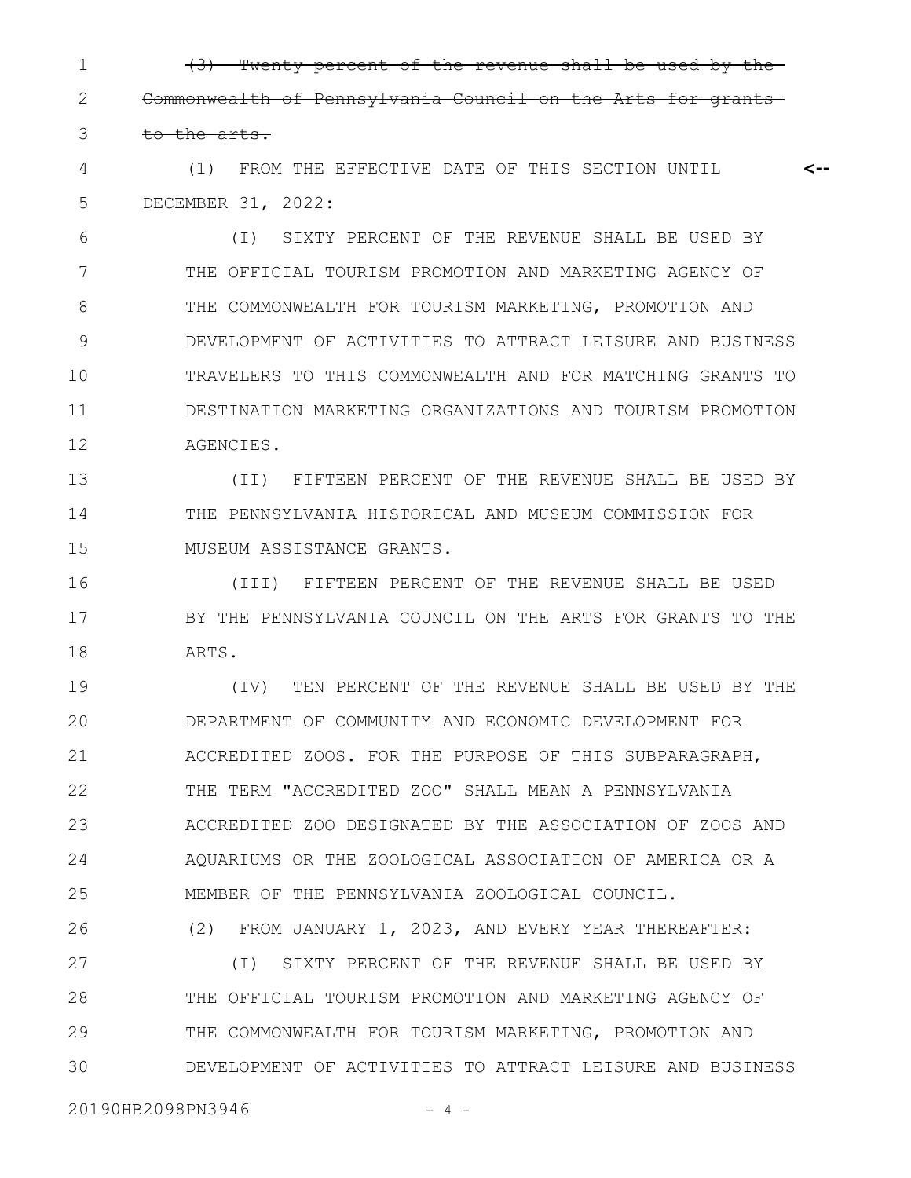~~(3) Twenty percent of the revenue shall be used by the Commonwealth of Pennsylvania Council on the Arts for grants to the arts.~~

(1) FROM THE EFFECTIVE DATE OF THIS SECTION UNTIL DECEMBER 31, 2022:

(I) SIXTY PERCENT OF THE REVENUE SHALL BE USED BY THE OFFICIAL TOURISM PROMOTION AND MARKETING AGENCY OF THE COMMONWEALTH FOR TOURISM MARKETING, PROMOTION AND DEVELOPMENT OF ACTIVITIES TO ATTRACT LEISURE AND BUSINESS TRAVELERS TO THIS COMMONWEALTH AND FOR MATCHING GRANTS TO DESTINATION MARKETING ORGANIZATIONS AND TOURISM PROMOTION AGENCIES.

(II) FIFTEEN PERCENT OF THE REVENUE SHALL BE USED BY THE PENNSYLVANIA HISTORICAL AND MUSEUM COMMISSION FOR MUSEUM ASSISTANCE GRANTS.

(III) FIFTEEN PERCENT OF THE REVENUE SHALL BE USED BY THE PENNSYLVANIA COUNCIL ON THE ARTS FOR GRANTS TO THE ARTS.

(IV) TEN PERCENT OF THE REVENUE SHALL BE USED BY THE DEPARTMENT OF COMMUNITY AND ECONOMIC DEVELOPMENT FOR ACCREDITED ZOOS. FOR THE PURPOSE OF THIS SUBPARAGRAPH, THE TERM "ACCREDITED ZOO" SHALL MEAN A PENNSYLVANIA ACCREDITED ZOO DESIGNATED BY THE ASSOCIATION OF ZOOS AND AQUARIUMS OR THE ZOOLOGICAL ASSOCIATION OF AMERICA OR A MEMBER OF THE PENNSYLVANIA ZOOLOGICAL COUNCIL.

(2) FROM JANUARY 1, 2023, AND EVERY YEAR THEREAFTER:

(I) SIXTY PERCENT OF THE REVENUE SHALL BE USED BY THE OFFICIAL TOURISM PROMOTION AND MARKETING AGENCY OF THE COMMONWEALTH FOR TOURISM MARKETING, PROMOTION AND DEVELOPMENT OF ACTIVITIES TO ATTRACT LEISURE AND BUSINESS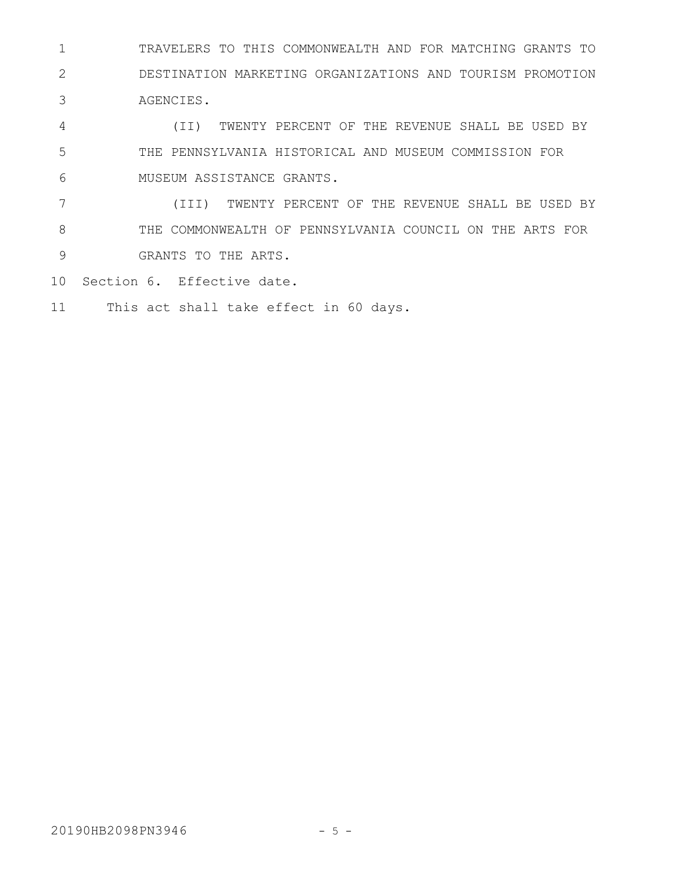TRAVELERS TO THIS COMMONWEALTH AND FOR MATCHING GRANTS TO DESTINATION MARKETING ORGANIZATIONS AND TOURISM PROMOTION AGENCIES.

(II) TWENTY PERCENT OF THE REVENUE SHALL BE USED BY THE PENNSYLVANIA HISTORICAL AND MUSEUM COMMISSION FOR MUSEUM ASSISTANCE GRANTS.

(III) TWENTY PERCENT OF THE REVENUE SHALL BE USED BY THE COMMONWEALTH OF PENNSYLVANIA COUNCIL ON THE ARTS FOR GRANTS TO THE ARTS.

Section 6. Effective date.

This act shall take effect in 60 days.